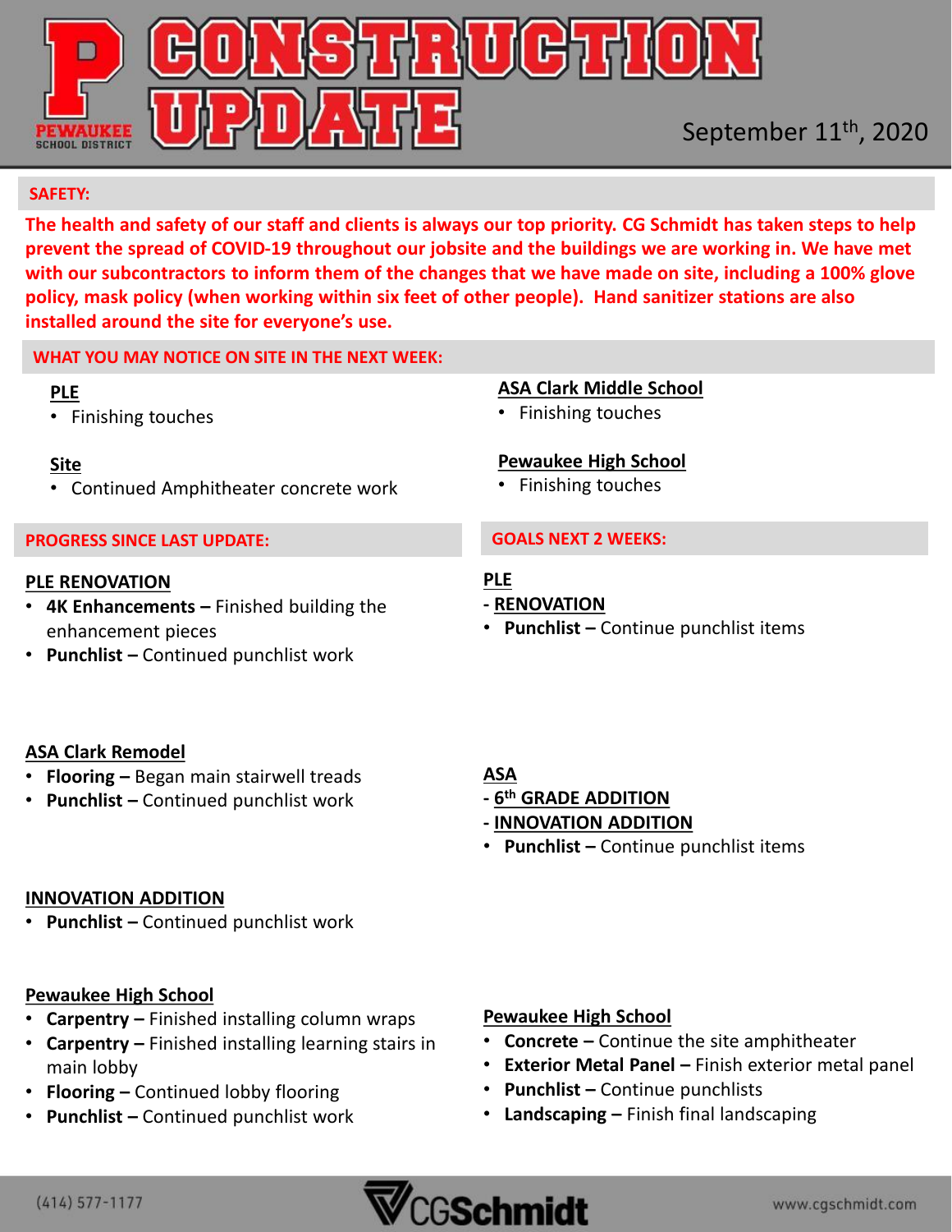# CONSTRUCTION UPDATE

PEWAUKEE SCHOOL DISTRICT

September 11th, 2020

## SAFETY:

**The health and safety of our staff and clients is always our top priority. CG Schmidt has taken steps to help prevent the spread of COVID-19 throughout our jobsite and the buildings we are working in. We have met with our subcontractors to inform them of the changes that we have made on site, including a 100% glove policy, mask policy (when working within six feet of other people). Hand sanitizer stations are also installed around the site for everyone's use.**

## WHAT YOU MAY NOTICE ON SITE IN THE NEXT WEEK:

**PLE**

- Finishing touches

**Site**

- Continued Amphitheater concrete work

**ASA Clark Middle School**

- Finishing touches

**Pewaukee High School**

- Finishing touches

## PROGRESS SINCE LAST UPDATE:

**PLE RENOVATION**

- **4K Enhancements –** Finished building the enhancement pieces
- **Punchlist –** Continued punchlist work

**ASA Clark Remodel**

- **Flooring –** Began main stairwell treads
- **Punchlist –** Continued punchlist work

**INNOVATION ADDITION**

- **Punchlist –** Continued punchlist work

**Pewaukee High School**

- **Carpentry –** Finished installing column wraps
- **Carpentry –** Finished installing learning stairs in main lobby
- **Flooring –** Continued lobby flooring
- **Punchlist –** Continued punchlist work

## GOALS NEXT 2 WEEKS:

**PLE**

**- RENOVATION**

- **Punchlist –** Continue punchlist items

**ASA**

**- 6th GRADE ADDITION**

**- INNOVATION ADDITION**

- **Punchlist –** Continue punchlist items

**Pewaukee High School**

- **Concrete –** Continue the site amphitheater
- **Exterior Metal Panel –** Finish exterior metal panel
- **Punchlist –** Continue punchlists
- **Landscaping –** Finish final landscaping

(414) 577-1177 CGSchmidt www.cgschmidt.com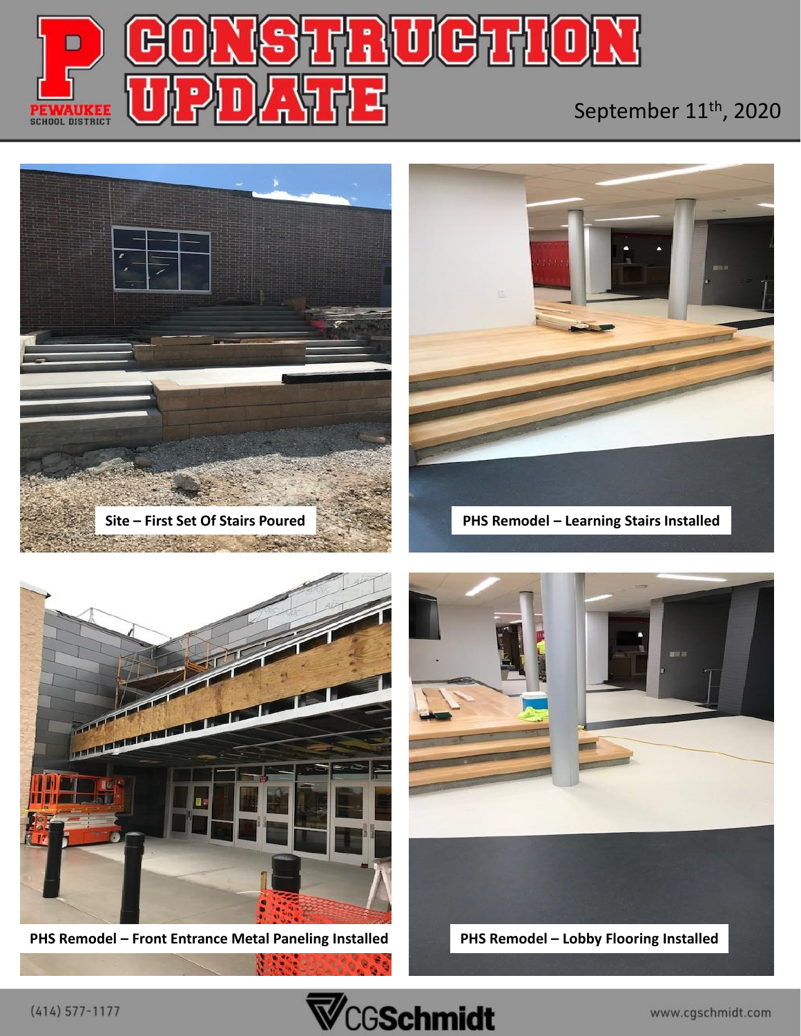# CONSTRUCTION UPDATE

September 11th, 2020

Site – First Set Of Stairs Poured

PHS Remodel – Learning Stairs Installed

PHS Remodel – Front Entrance Metal Paneling Installed

PHS Remodel – Lobby Flooring Installed

(414) 577-1177

CGSchmidt

www.cgschmidt.com